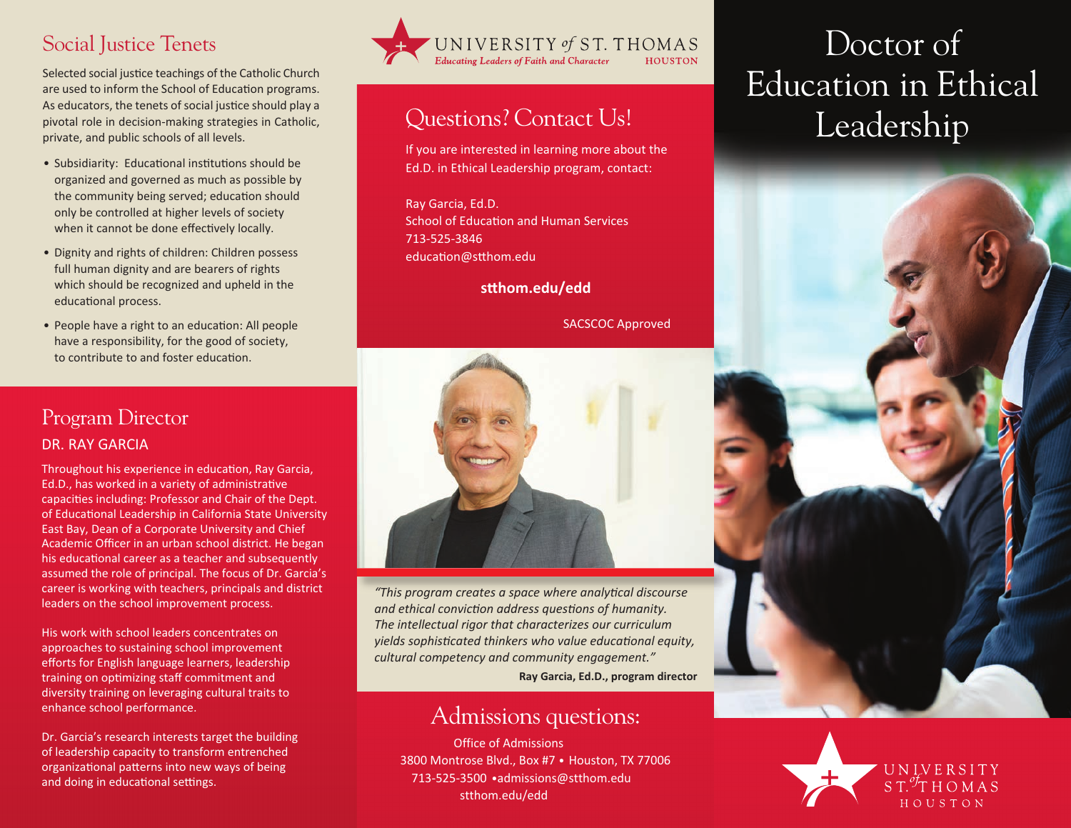## Social Justice Tenets

Selected social justice teachings of the Catholic Church are used to inform the School of Education programs. As educators, the tenets of social justice should play a pivotal role in decision-making strategies in Catholic, private, and public schools of all levels.

- Subsidiarity: Educational institutions should be organized and governed as much as possible by the community being served; education should only be controlled at higher levels of society when it cannot be done effectively locally.
- Dignity and rights of children: Children possess full human dignity and are bearers of rights which should be recognized and upheld in the educational process.
- People have a right to an education: All people have a responsibility, for the good of society, to contribute to and foster education.

## Program Director

### DR. RAY GARCIA

Throughout his experience in education, Ray Garcia, Ed.D., has worked in a variety of administrative capacities including: Professor and Chair of the Dept. of Educational Leadership in California State University East Bay, Dean of a Corporate University and Chief Academic Officer in an urban school district. He began his educational career as a teacher and subsequently assumed the role of principal. The focus of Dr. Garcia's career is working with teachers, principals and district leaders on the school improvement process.

His work with school leaders concentrates on approaches to sustaining school improvement efforts for English language learners, leadership training on optimizing staff commitment and diversity training on leveraging cultural traits to enhance school performance.

Dr. Garcia's research interests target the building of leadership capacity to transform entrenched organizational patterns into new ways of being and doing in educational settings.

UNIVERSITY *of* ST. THOMAS
*Educating Leaders of Faith and Character*
HOUSTON

## Questions? Contact Us!

If you are interested in learning more about the Ed.D. in Ethical Leadership program, contact:

Ray Garcia, Ed.D.
School of Education and Human Services
713-525-3846
education@stthom.edu

**stthom.edu/edd**

SACSCOC Approved

*"This program creates a space where analytical discourse and ethical conviction address questions of humanity. The intellectual rigor that characterizes our curriculum yields sophisticated thinkers who value educational equity, cultural competency and community engagement."*

**Ray Garcia, Ed.D., program director**

## Admissions questions:

Office of Admissions
3800 Montrose Blvd., Box #7 • Houston, TX 77006
713-525-3500 •admissions@stthom.edu
stthom.edu/edd

# Doctor of Education in Ethical Leadership

UNIVERSITY *of* ST. THOMAS
HOUSTON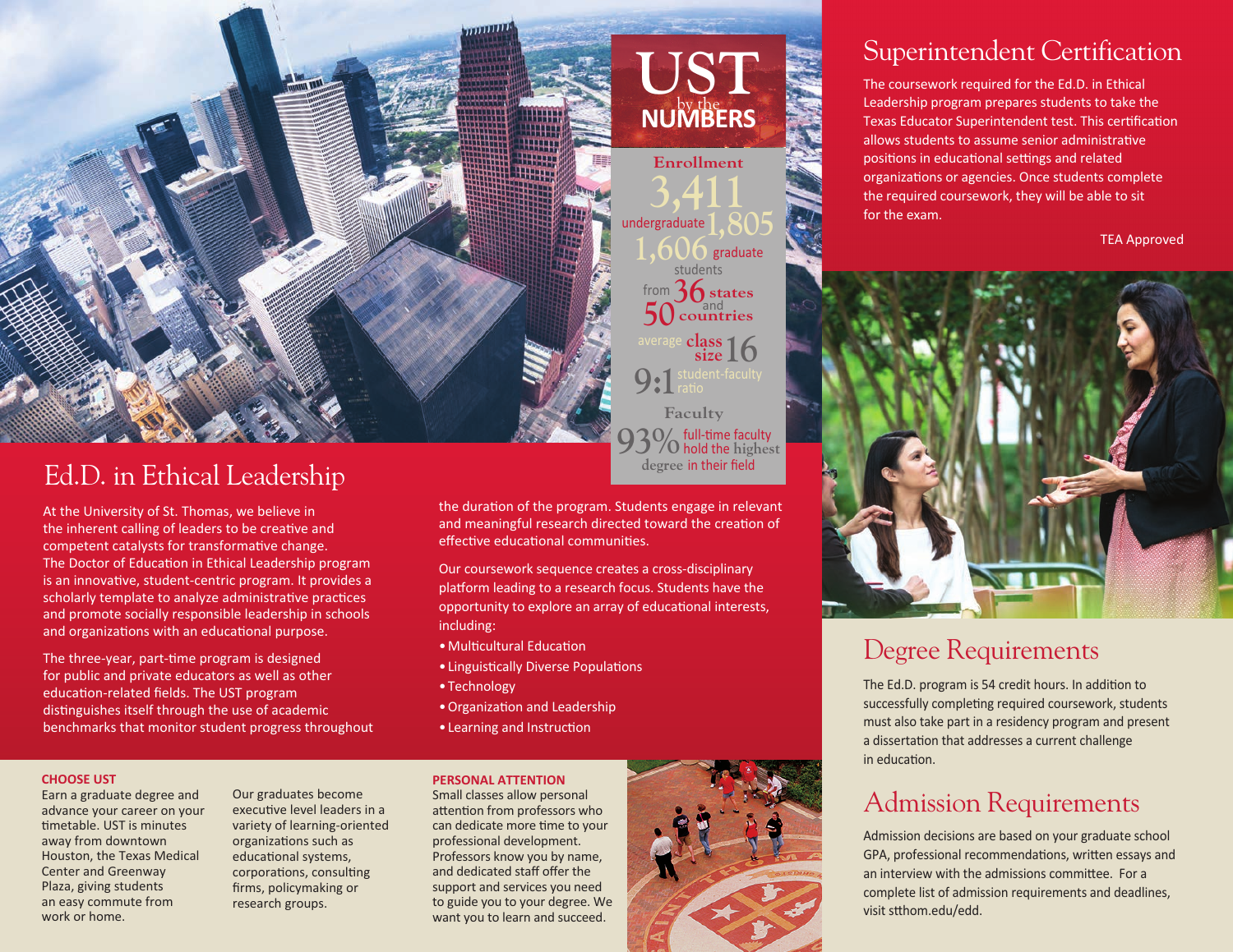# UST by the NUMBERS

**Enrollment**

3,411

undergraduate 1,805

1,606 graduate

students

from 36 states and 50 countries

average class size 16

9:1 student-faculty ratio

**Faculty**

93% full-time faculty hold the highest degree in their field

## Ed.D. in Ethical Leadership

At the University of St. Thomas, we believe in the inherent calling of leaders to be creative and competent catalysts for transformative change. The Doctor of Education in Ethical Leadership program is an innovative, student-centric program. It provides a scholarly template to analyze administrative practices and promote socially responsible leadership in schools and organizations with an educational purpose.

The three-year, part-time program is designed for public and private educators as well as other education-related fields. The UST program distinguishes itself through the use of academic benchmarks that monitor student progress throughout the duration of the program. Students engage in relevant and meaningful research directed toward the creation of effective educational communities.

Our coursework sequence creates a cross-disciplinary platform leading to a research focus. Students have the opportunity to explore an array of educational interests, including:

- Multicultural Education
- Linguistically Diverse Populations
- Technology
- Organization and Leadership
- Learning and Instruction

### CHOOSE UST

Earn a graduate degree and advance your career on your timetable. UST is minutes away from downtown Houston, the Texas Medical Center and Greenway Plaza, giving students an easy commute from work or home.

Our graduates become executive level leaders in a variety of learning-oriented organizations such as educational systems, corporations, consulting firms, policymaking or research groups.

### PERSONAL ATTENTION

Small classes allow personal attention from professors who can dedicate more time to your professional development. Professors know you by name, and dedicated staff offer the support and services you need to guide you to your degree. We want you to learn and succeed.

## Superintendent Certification

The coursework required for the Ed.D. in Ethical Leadership program prepares students to take the Texas Educator Superintendent test. This certification allows students to assume senior administrative positions in educational settings and related organizations or agencies. Once students complete the required coursework, they will be able to sit for the exam.

TEA Approved

## Degree Requirements

The Ed.D. program is 54 credit hours. In addition to successfully completing required coursework, students must also take part in a residency program and present a dissertation that addresses a current challenge in education.

## Admission Requirements

Admission decisions are based on your graduate school GPA, professional recommendations, written essays and an interview with the admissions committee. For a complete list of admission requirements and deadlines, visit stthom.edu/edd.